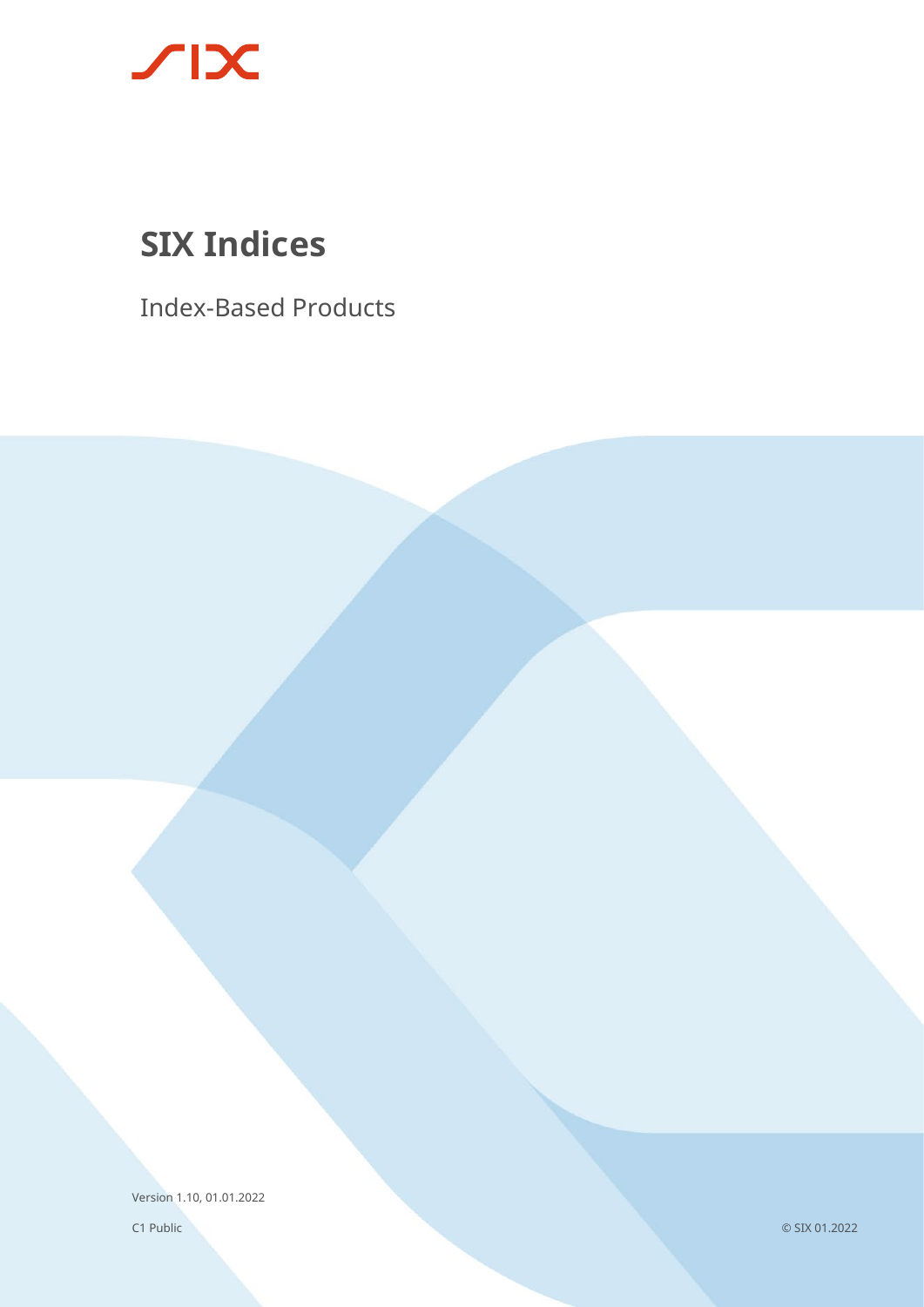# SIX Indices

Index-Based Products

Version 1.10, 01.01.2022

C1 Public

© SIX 01.2022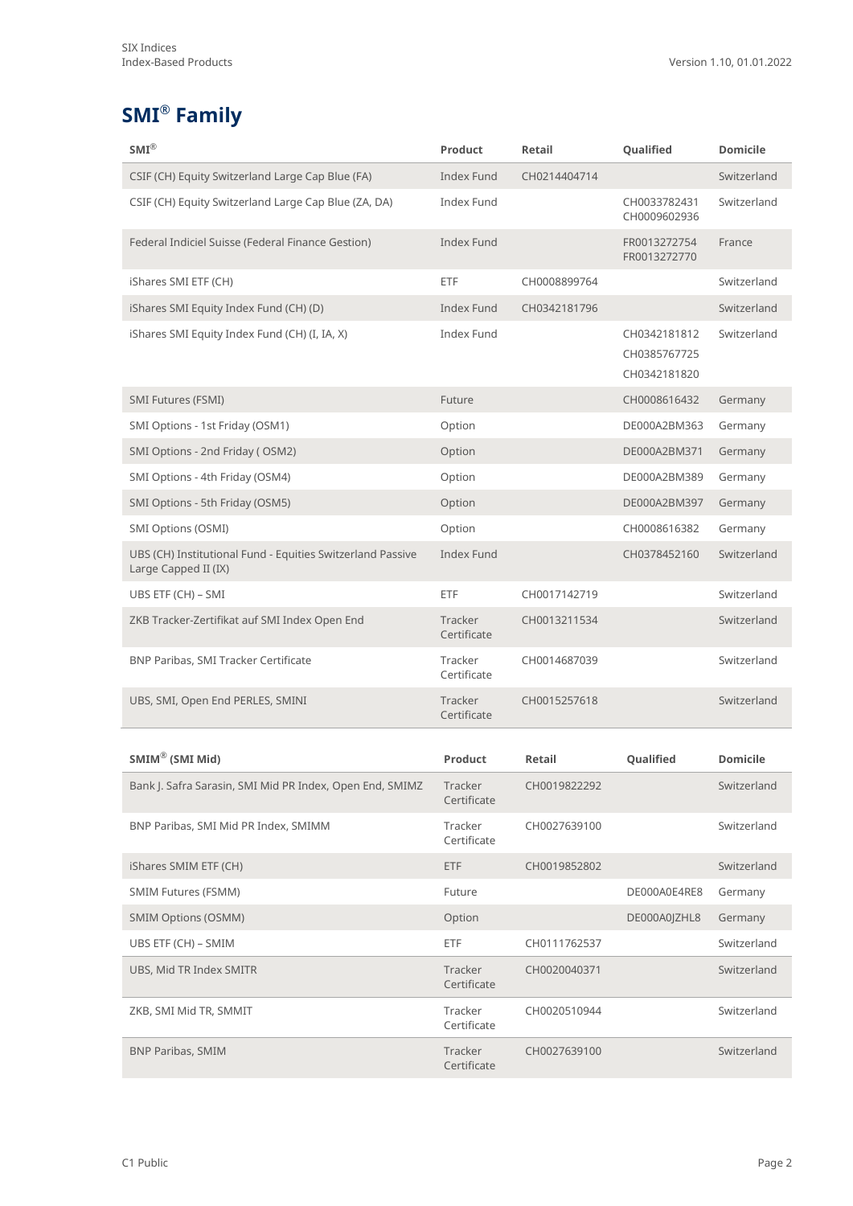# SMI® Family

| SMI® | Product | Retail | Qualified | Domicile |
|---|---|---|---|---|
| CSIF (CH) Equity Switzerland Large Cap Blue (FA) | Index Fund | CH0214404714 | | Switzerland |
| CSIF (CH) Equity Switzerland Large Cap Blue (ZA, DA) | Index Fund | | CH0033782431 CH0009602936 | Switzerland |
| Federal Indiciel Suisse (Federal Finance Gestion) | Index Fund | | FR0013272754 FR0013272770 | France |
| iShares SMI ETF (CH) | ETF | CH0008899764 | | Switzerland |
| iShares SMI Equity Index Fund (CH) (D) | Index Fund | CH0342181796 | | Switzerland |
| iShares SMI Equity Index Fund (CH) (I, IA, X) | Index Fund | | CH0342181812 CH0385767725 CH0342181820 | Switzerland |
| SMI Futures (FSMI) | Future | | CH0008616432 | Germany |
| SMI Options - 1st Friday (OSM1) | Option | | DE000A2BM363 | Germany |
| SMI Options - 2nd Friday ( OSM2) | Option | | DE000A2BM371 | Germany |
| SMI Options - 4th Friday (OSM4) | Option | | DE000A2BM389 | Germany |
| SMI Options - 5th Friday (OSM5) | Option | | DE000A2BM397 | Germany |
| SMI Options (OSMI) | Option | | CH0008616382 | Germany |
| UBS (CH) Institutional Fund - Equities Switzerland Passive Large Capped II (IX) | Index Fund | | CH0378452160 | Switzerland |
| UBS ETF (CH) – SMI | ETF | CH0017142719 | | Switzerland |
| ZKB Tracker-Zertifikat auf SMI Index Open End | Tracker Certificate | CH0013211534 | | Switzerland |
| BNP Paribas, SMI Tracker Certificate | Tracker Certificate | CH0014687039 | | Switzerland |
| UBS, SMI, Open End PERLES, SMINI | Tracker Certificate | CH0015257618 | | Switzerland |

| SMIM® (SMI Mid) | Product | Retail | Qualified | Domicile |
|---|---|---|---|---|
| Bank J. Safra Sarasin, SMI Mid PR Index, Open End, SMIMZ | Tracker Certificate | CH0019822292 | | Switzerland |
| BNP Paribas, SMI Mid PR Index, SMIMM | Tracker Certificate | CH0027639100 | | Switzerland |
| iShares SMIM ETF (CH) | ETF | CH0019852802 | | Switzerland |
| SMIM Futures (FSMM) | Future | | DE000A0E4RE8 | Germany |
| SMIM Options (OSMM) | Option | | DE000A0JZHL8 | Germany |
| UBS ETF (CH) – SMIM | ETF | CH0111762537 | | Switzerland |
| UBS, Mid TR Index SMITR | Tracker Certificate | CH0020040371 | | Switzerland |
| ZKB, SMI Mid TR, SMMIT | Tracker Certificate | CH0020510944 | | Switzerland |
| BNP Paribas, SMIM | Tracker Certificate | CH0027639100 | | Switzerland |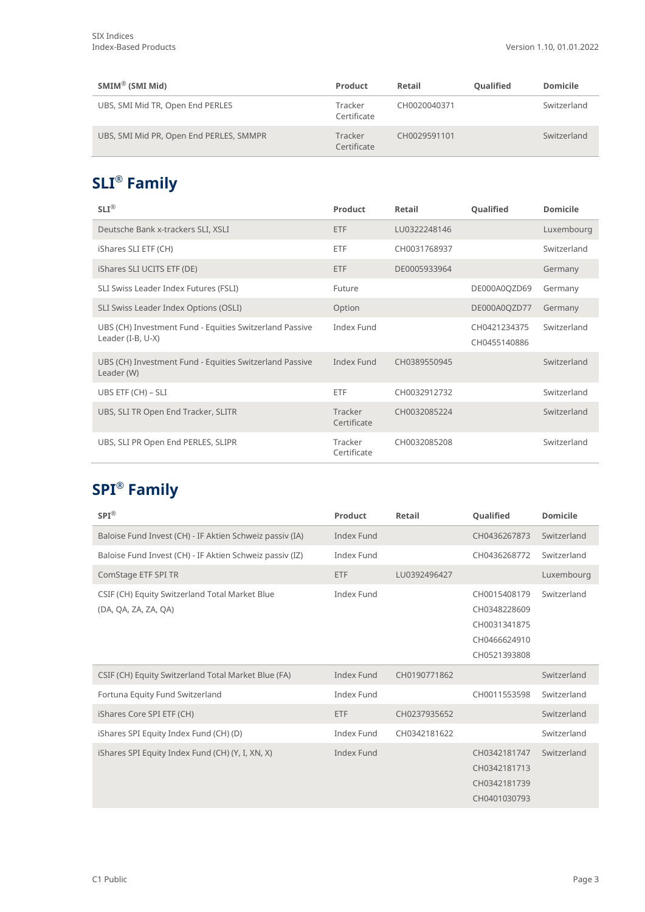| SMIM® (SMI Mid) | Product | Retail | Qualified | Domicile |
|---|---|---|---|---|
| UBS, SMI Mid TR, Open End PERLES | Tracker Certificate | CH0020040371 | | Switzerland |
| UBS, SMI Mid PR, Open End PERLES, SMMPR | Tracker Certificate | CH0029591101 | | Switzerland |

## SLI® Family

| SLI® | Product | Retail | Qualified | Domicile |
|---|---|---|---|---|
| Deutsche Bank x-trackers SLI, XSLI | ETF | LU0322248146 | | Luxembourg |
| iShares SLI ETF (CH) | ETF | CH0031768937 | | Switzerland |
| iShares SLI UCITS ETF (DE) | ETF | DE0005933964 | | Germany |
| SLI Swiss Leader Index Futures (FSLI) | Future | | DE000A0QZD69 | Germany |
| SLI Swiss Leader Index Options (OSLI) | Option | | DE000A0QZD77 | Germany |
| UBS (CH) Investment Fund - Equities Switzerland Passive Leader (I-B, U-X) | Index Fund | | CH0421234375<br>CH0455140886 | Switzerland |
| UBS (CH) Investment Fund - Equities Switzerland Passive Leader (W) | Index Fund | CH0389550945 | | Switzerland |
| UBS ETF (CH) – SLI | ETF | CH0032912732 | | Switzerland |
| UBS, SLI TR Open End Tracker, SLITR | Tracker Certificate | CH0032085224 | | Switzerland |
| UBS, SLI PR Open End PERLES, SLIPR | Tracker Certificate | CH0032085208 | | Switzerland |

## SPI® Family

| SPI® | Product | Retail | Qualified | Domicile |
|---|---|---|---|---|
| Baloise Fund Invest (CH) - IF Aktien Schweiz passiv (IA) | Index Fund | | CH0436267873 | Switzerland |
| Baloise Fund Invest (CH) - IF Aktien Schweiz passiv (IZ) | Index Fund | | CH0436268772 | Switzerland |
| ComStage ETF SPI TR | ETF | LU0392496427 | | Luxembourg |
| CSIF (CH) Equity Switzerland Total Market Blue (DA, QA, ZA, ZA, QA) | Index Fund | | CH0015408179<br>CH0348228609<br>CH0031341875<br>CH0466624910<br>CH0521393808 | Switzerland |
| CSIF (CH) Equity Switzerland Total Market Blue (FA) | Index Fund | CH0190771862 | | Switzerland |
| Fortuna Equity Fund Switzerland | Index Fund | | CH0011553598 | Switzerland |
| iShares Core SPI ETF (CH) | ETF | CH0237935652 | | Switzerland |
| iShares SPI Equity Index Fund (CH) (D) | Index Fund | CH0342181622 | | Switzerland |
| iShares SPI Equity Index Fund (CH) (Y, I, XN, X) | Index Fund | | CH0342181747<br>CH0342181713<br>CH0342181739<br>CH0401030793 | Switzerland |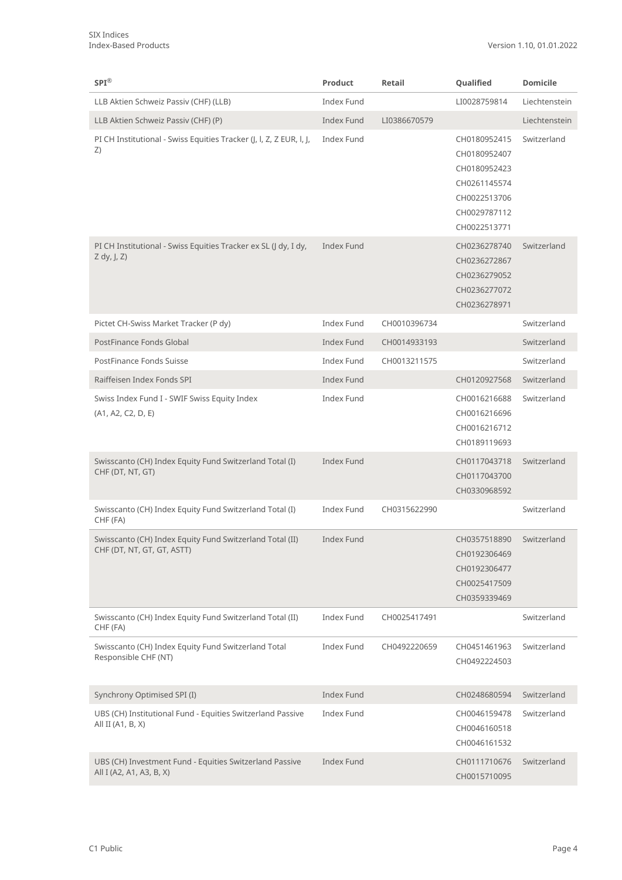| SPI® | Product | Retail | Qualified | Domicile |
|---|---|---|---|---|
| LLB Aktien Schweiz Passiv (CHF) (LLB) | Index Fund | | LI0028759814 | Liechtenstein |
| LLB Aktien Schweiz Passiv (CHF) (P) | Index Fund | LI0386670579 | | Liechtenstein |
| PI CH Institutional - Swiss Equities Tracker (J, I, Z, Z EUR, I, J, Z) | Index Fund | | CH0180952415<br>CH0180952407<br>CH0180952423<br>CH0261145574<br>CH0022513706<br>CH0029787112<br>CH0022513771 | Switzerland |
| PI CH Institutional - Swiss Equities Tracker ex SL (J dy, I dy, Z dy, J, Z) | Index Fund | | CH0236278740<br>CH0236272867<br>CH0236279052<br>CH0236277072<br>CH0236278971 | Switzerland |
| Pictet CH-Swiss Market Tracker (P dy) | Index Fund | CH0010396734 | | Switzerland |
| PostFinance Fonds Global | Index Fund | CH0014933193 | | Switzerland |
| PostFinance Fonds Suisse | Index Fund | CH0013211575 | | Switzerland |
| Raiffeisen Index Fonds SPI | Index Fund | | CH0120927568 | Switzerland |
| Swiss Index Fund I - SWIF Swiss Equity Index (A1, A2, C2, D, E) | Index Fund | | CH0016216688<br>CH0016216696<br>CH0016216712<br>CH0189119693 | Switzerland |
| Swisscanto (CH) Index Equity Fund Switzerland Total (I) CHF (DT, NT, GT) | Index Fund | | CH0117043718<br>CH0117043700<br>CH0330968592 | Switzerland |
| Swisscanto (CH) Index Equity Fund Switzerland Total (I) CHF (FA) | Index Fund | CH0315622990 | | Switzerland |
| Swisscanto (CH) Index Equity Fund Switzerland Total (II) CHF (DT, NT, GT, GT, ASTT) | Index Fund | | CH0357518890<br>CH0192306469<br>CH0192306477<br>CH0025417509<br>CH0359339469 | Switzerland |
| Swisscanto (CH) Index Equity Fund Switzerland Total (II) CHF (FA) | Index Fund | CH0025417491 | | Switzerland |
| Swisscanto (CH) Index Equity Fund Switzerland Total Responsible CHF (NT) | Index Fund | CH0492220659 | CH0451461963<br>CH0492224503 | Switzerland |
| Synchrony Optimised SPI (I) | Index Fund | | CH0248680594 | Switzerland |
| UBS (CH) Institutional Fund - Equities Switzerland Passive All II (A1, B, X) | Index Fund | | CH0046159478<br>CH0046160518<br>CH0046161532 | Switzerland |
| UBS (CH) Investment Fund - Equities Switzerland Passive All I (A2, A1, A3, B, X) | Index Fund | | CH0111710676<br>CH0015710095 | Switzerland |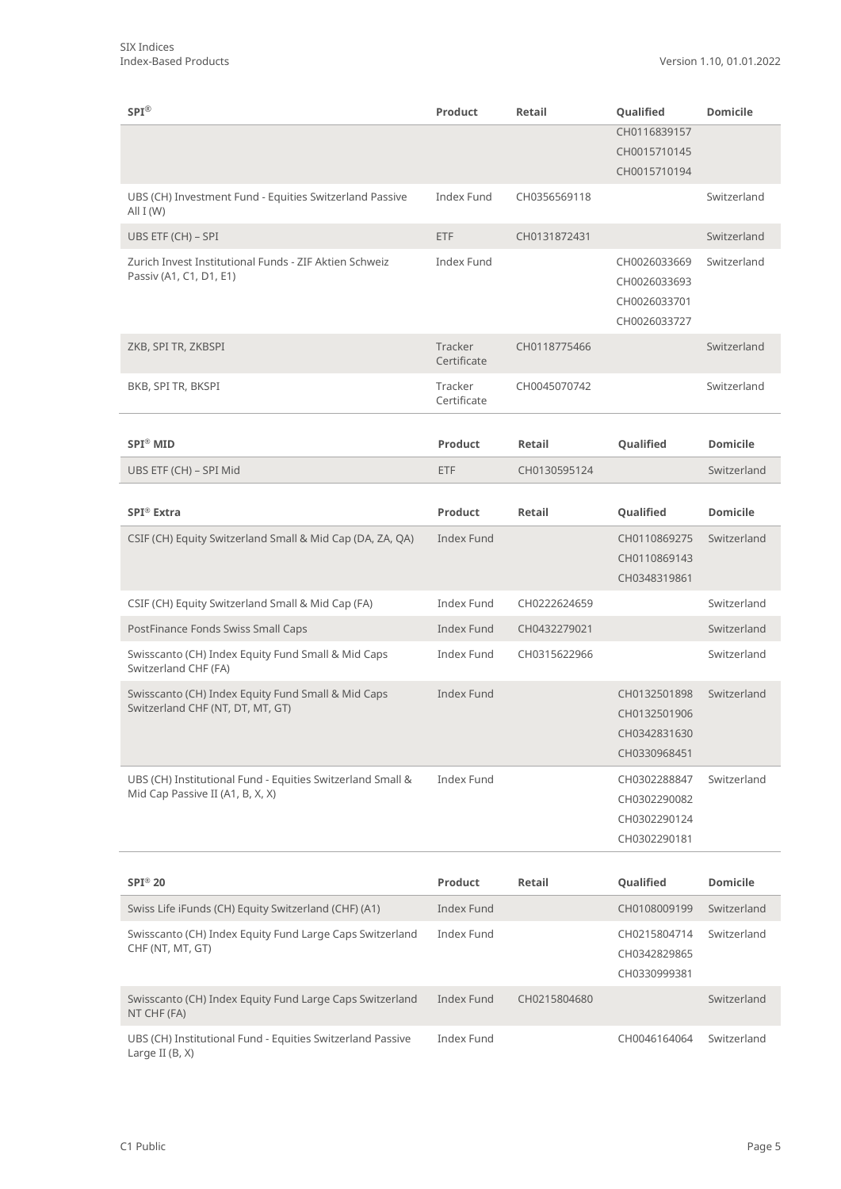| SPI® | Product | Retail | Qualified | Domicile |
|---|---|---|---|---|
| | | | CH0116839157<br>CH0015710145<br>CH0015710194 | |
| UBS (CH) Investment Fund - Equities Switzerland Passive All I (W) | Index Fund | CH0356569118 | | Switzerland |
| UBS ETF (CH) – SPI | ETF | CH0131872431 | | Switzerland |
| Zurich Invest Institutional Funds - ZIF Aktien Schweiz Passiv (A1, C1, D1, E1) | Index Fund | | CH0026033669<br>CH0026033693<br>CH0026033701<br>CH0026033727 | Switzerland |
| ZKB, SPI TR, ZKBSPI | Tracker Certificate | CH0118775466 | | Switzerland |
| BKB, SPI TR, BKSPI | Tracker Certificate | CH0045070742 | | Switzerland |

| SPI® MID | Product | Retail | Qualified | Domicile |
|---|---|---|---|---|
| UBS ETF (CH) – SPI Mid | ETF | CH0130595124 | | Switzerland |

| SPI® Extra | Product | Retail | Qualified | Domicile |
|---|---|---|---|---|
| CSIF (CH) Equity Switzerland Small & Mid Cap (DA, ZA, QA) | Index Fund | | CH0110869275<br>CH0110869143<br>CH0348319861 | Switzerland |
| CSIF (CH) Equity Switzerland Small & Mid Cap (FA) | Index Fund | CH0222624659 | | Switzerland |
| PostFinance Fonds Swiss Small Caps | Index Fund | CH0432279021 | | Switzerland |
| Swisscanto (CH) Index Equity Fund Small & Mid Caps Switzerland CHF (FA) | Index Fund | CH0315622966 | | Switzerland |
| Swisscanto (CH) Index Equity Fund Small & Mid Caps Switzerland CHF (NT, DT, MT, GT) | Index Fund | | CH0132501898<br>CH0132501906<br>CH0342831630<br>CH0330968451 | Switzerland |
| UBS (CH) Institutional Fund - Equities Switzerland Small & Mid Cap Passive II (A1, B, X, X) | Index Fund | | CH0302288847<br>CH0302290082<br>CH0302290124<br>CH0302290181 | Switzerland |

| SPI® 20 | Product | Retail | Qualified | Domicile |
|---|---|---|---|---|
| Swiss Life iFunds (CH) Equity Switzerland (CHF) (A1) | Index Fund | | CH0108009199 | Switzerland |
| Swisscanto (CH) Index Equity Fund Large Caps Switzerland CHF (NT, MT, GT) | Index Fund | | CH0215804714<br>CH0342829865<br>CH0330999381 | Switzerland |
| Swisscanto (CH) Index Equity Fund Large Caps Switzerland NT CHF (FA) | Index Fund | CH0215804680 | | Switzerland |
| UBS (CH) Institutional Fund - Equities Switzerland Passive Large II (B, X) | Index Fund | | CH0046164064 | Switzerland |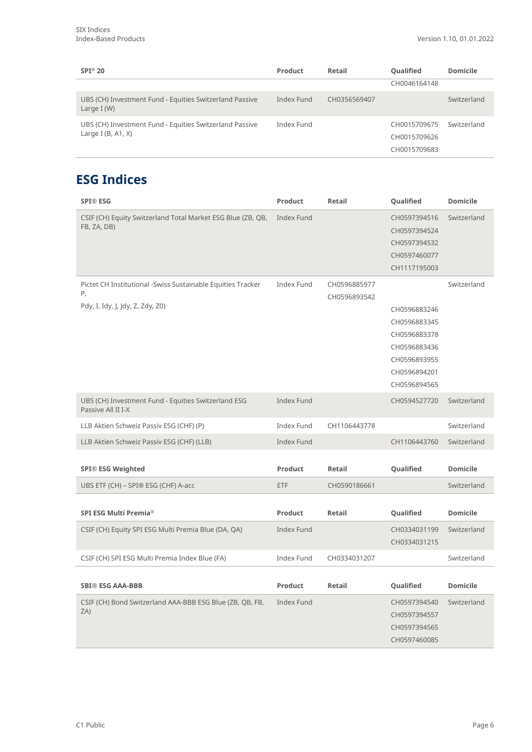| SPI® 20 | Product | Retail | Qualified | Domicile |
|---|---|---|---|---|
| | | | CH0046164148 | |
| UBS (CH) Investment Fund - Equities Switzerland Passive Large I (W) | Index Fund | CH0356569407 | | Switzerland |
| UBS (CH) Investment Fund - Equities Switzerland Passive Large I (B, A1, X) | Index Fund | | CH0015709675<br>CH0015709626<br>CH0015709683 | Switzerland |

## ESG Indices

| SPI® ESG | Product | Retail | Qualified | Domicile |
|---|---|---|---|---|
| CSIF (CH) Equity Switzerland Total Market ESG Blue (ZB, QB, FB, ZA, DB) | Index Fund | | CH0597394516<br>CH0597394524<br>CH0597394532<br>CH0597460077<br>CH1117195003 | Switzerland |
| Pictet CH Institutional -Swiss Sustainable Equities Tracker P,<br>Pdy, I, Idy, J, Jdy, Z, Zdy, Z0) | Index Fund | CH0596885977<br>CH0596893542 | CH0596883246<br>CH0596883345<br>CH0596883378<br>CH0596883436<br>CH0596893955<br>CH0596894201<br>CH0596894565 | Switzerland |
| UBS (CH) Investment Fund - Equities Switzerland ESG Passive All II I-X | Index Fund | | CH0594527720 | Switzerland |
| LLB Aktien Schweiz Passiv ESG (CHF) (P) | Index Fund | CH1106443778 | | Switzerland |
| LLB Aktien Schweiz Passiv ESG (CHF) (LLB) | Index Fund | | CH1106443760 | Switzerland |

| SPI® ESG Weighted | Product | Retail | Qualified | Domicile |
|---|---|---|---|---|
| UBS ETF (CH) – SPI® ESG (CHF) A-acc | ETF | CH0590186661 | | Switzerland |

| SPI ESG Multi Premia® | Product | Retail | Qualified | Domicile |
|---|---|---|---|---|
| CSIF (CH) Equity SPI ESG Multi Premia Blue (DA, QA) | Index Fund | | CH0334031199<br>CH0334031215 | Switzerland |
| CSIF (CH) SPI ESG Multi Premia Index Blue (FA) | Index Fund | CH0334031207 | | Switzerland |

| SBI® ESG AAA-BBB | Product | Retail | Qualified | Domicile |
|---|---|---|---|---|
| CSIF (CH) Bond Switzerland AAA-BBB ESG Blue (ZB, QB, FB, ZA) | Index Fund | | CH0597394540<br>CH0597394557<br>CH0597394565<br>CH0597460085 | Switzerland |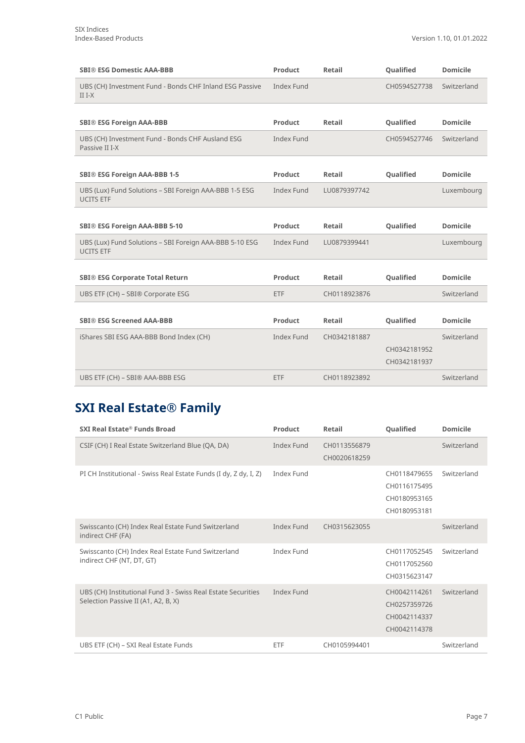| SBI® ESG Domestic AAA-BBB | Product | Retail | Qualified | Domicile |
|---|---|---|---|---|
| UBS (CH) Investment Fund - Bonds CHF Inland ESG Passive II I-X | Index Fund | | CH0594527738 | Switzerland |

| SBI® ESG Foreign AAA-BBB | Product | Retail | Qualified | Domicile |
|---|---|---|---|---|
| UBS (CH) Investment Fund - Bonds CHF Ausland ESG Passive II I-X | Index Fund | | CH0594527746 | Switzerland |

| SBI® ESG Foreign AAA-BBB 1-5 | Product | Retail | Qualified | Domicile |
|---|---|---|---|---|
| UBS (Lux) Fund Solutions – SBI Foreign AAA-BBB 1-5 ESG UCITS ETF | Index Fund | LU0879397742 | | Luxembourg |

| SBI® ESG Foreign AAA-BBB 5-10 | Product | Retail | Qualified | Domicile |
|---|---|---|---|---|
| UBS (Lux) Fund Solutions – SBI Foreign AAA-BBB 5-10 ESG UCITS ETF | Index Fund | LU0879399441 | | Luxembourg |

| SBI® ESG Corporate Total Return | Product | Retail | Qualified | Domicile |
|---|---|---|---|---|
| UBS ETF (CH) – SBI® Corporate ESG | ETF | CH0118923876 | | Switzerland |

| SBI® ESG Screened AAA-BBB | Product | Retail | Qualified | Domicile |
|---|---|---|---|---|
| iShares SBI ESG AAA-BBB Bond Index (CH) | Index Fund | CH0342181887 | CH0342181952<br>CH0342181937 | Switzerland |
| UBS ETF (CH) – SBI® AAA-BBB ESG | ETF | CH0118923892 | | Switzerland |

## SXI Real Estate® Family

| SXI Real Estate® Funds Broad | Product | Retail | Qualified | Domicile |
|---|---|---|---|---|
| CSIF (CH) I Real Estate Switzerland Blue (QA, DA) | Index Fund | CH0113556879<br>CH0020618259 | | Switzerland |
| PI CH Institutional - Swiss Real Estate Funds (I dy, Z dy, I, Z) | Index Fund | | CH0118479655<br>CH0116175495<br>CH0180953165<br>CH0180953181 | Switzerland |
| Swisscanto (CH) Index Real Estate Fund Switzerland indirect CHF (FA) | Index Fund | CH0315623055 | | Switzerland |
| Swisscanto (CH) Index Real Estate Fund Switzerland indirect CHF (NT, DT, GT) | Index Fund | | CH0117052545<br>CH0117052560<br>CH0315623147 | Switzerland |
| UBS (CH) Institutional Fund 3 - Swiss Real Estate Securities Selection Passive II (A1, A2, B, X) | Index Fund | | CH0042114261<br>CH0257359726<br>CH0042114337<br>CH0042114378 | Switzerland |
| UBS ETF (CH) – SXI Real Estate Funds | ETF | CH0105994401 | | Switzerland |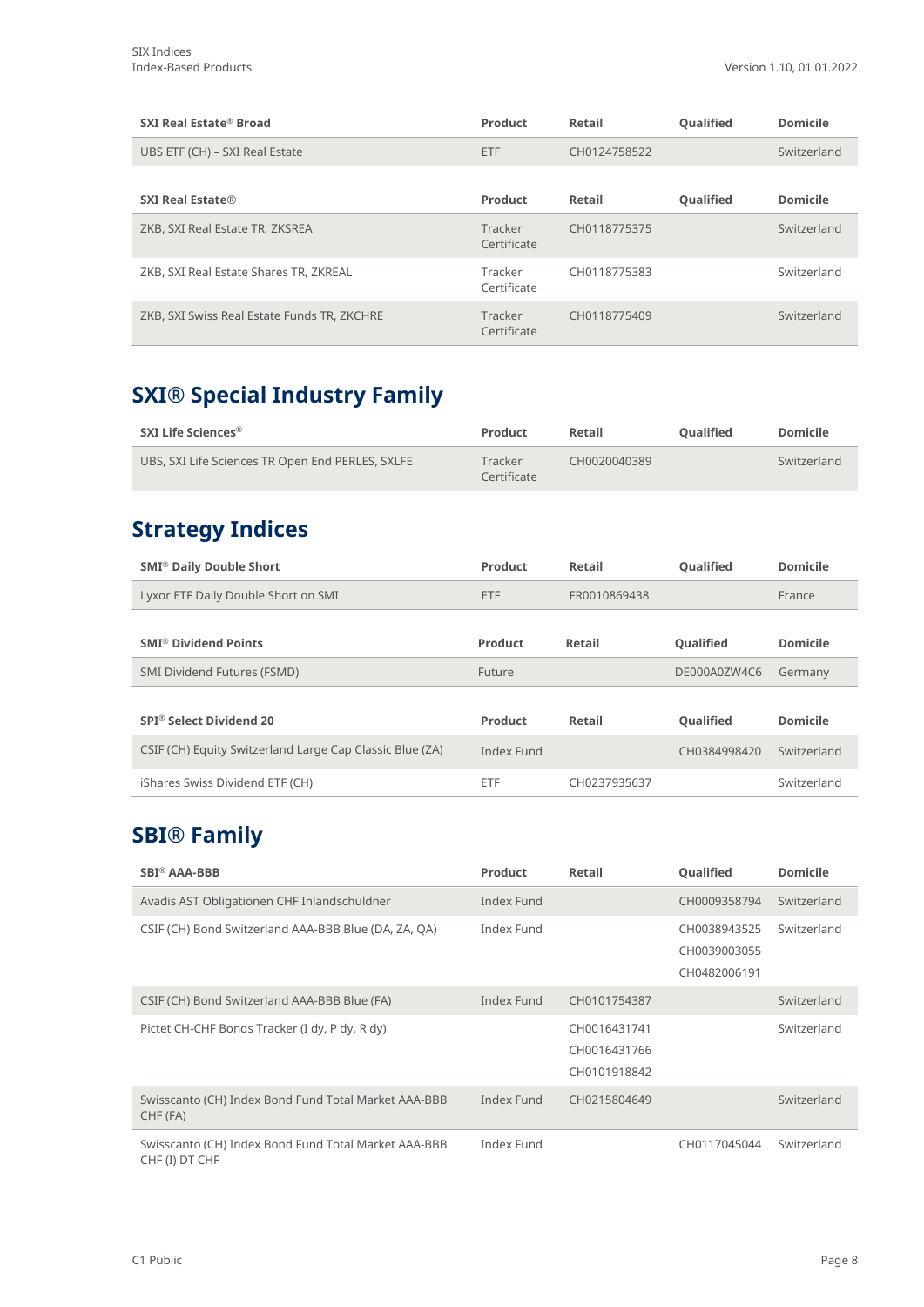| SXI Real Estate® Broad | Product | Retail | Qualified | Domicile |
|---|---|---|---|---|
| UBS ETF (CH) – SXI Real Estate | ETF | CH0124758522 | | Switzerland |

| SXI Real Estate® | Product | Retail | Qualified | Domicile |
|---|---|---|---|---|
| ZKB, SXI Real Estate TR, ZKSREA | Tracker Certificate | CH0118775375 | | Switzerland |
| ZKB, SXI Real Estate Shares TR, ZKREAL | Tracker Certificate | CH0118775383 | | Switzerland |
| ZKB, SXI Swiss Real Estate Funds TR, ZKCHRE | Tracker Certificate | CH0118775409 | | Switzerland |

## SXI® Special Industry Family

| SXI Life Sciences® | Product | Retail | Qualified | Domicile |
|---|---|---|---|---|
| UBS, SXI Life Sciences TR Open End PERLES, SXLFE | Tracker Certificate | CH0020040389 | | Switzerland |

## Strategy Indices

| SMI® Daily Double Short | Product | Retail | Qualified | Domicile |
|---|---|---|---|---|
| Lyxor ETF Daily Double Short on SMI | ETF | FR0010869438 | | France |

| SMI® Dividend Points | Product | Retail | Qualified | Domicile |
|---|---|---|---|---|
| SMI Dividend Futures (FSMD) | Future | | DE000A0ZW4C6 | Germany |

| SPI® Select Dividend 20 | Product | Retail | Qualified | Domicile |
|---|---|---|---|---|
| CSIF (CH) Equity Switzerland Large Cap Classic Blue (ZA) | Index Fund | | CH0384998420 | Switzerland |
| iShares Swiss Dividend ETF (CH) | ETF | CH0237935637 | | Switzerland |

## SBI® Family

| SBI® AAA-BBB | Product | Retail | Qualified | Domicile |
|---|---|---|---|---|
| Avadis AST Obligationen CHF Inlandschuldner | Index Fund | | CH0009358794 | Switzerland |
| CSIF (CH) Bond Switzerland AAA-BBB Blue (DA, ZA, QA) | Index Fund | | CH0038943525<br>CH0039003055<br>CH0482006191 | Switzerland |
| CSIF (CH) Bond Switzerland AAA-BBB Blue (FA) | Index Fund | CH0101754387 | | Switzerland |
| Pictet CH-CHF Bonds Tracker (I dy, P dy, R dy) | | CH0016431741<br>CH0016431766<br>CH0101918842 | | Switzerland |
| Swisscanto (CH) Index Bond Fund Total Market AAA-BBB CHF (FA) | Index Fund | CH0215804649 | | Switzerland |
| Swisscanto (CH) Index Bond Fund Total Market AAA-BBB CHF (I) DT CHF | Index Fund | | CH0117045044 | Switzerland |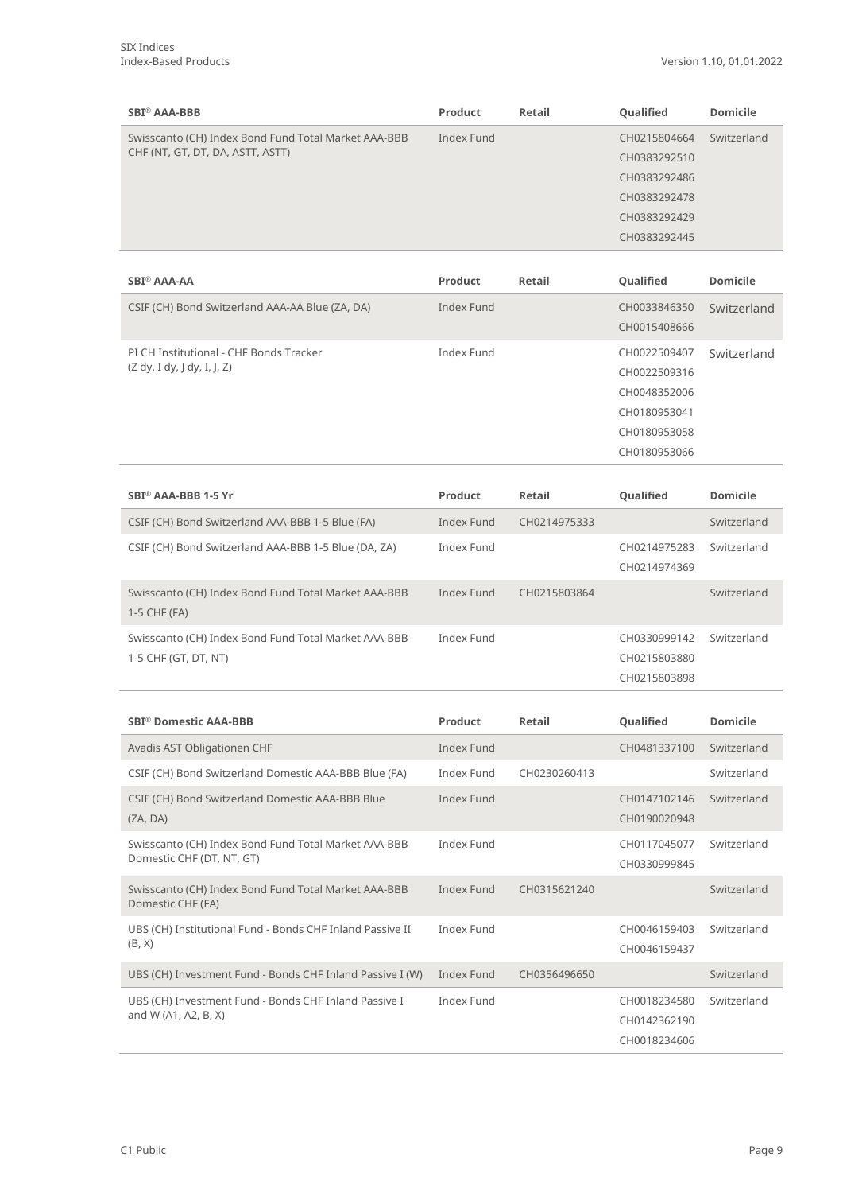| SBI® AAA-BBB | Product | Retail | Qualified | Domicile |
|---|---|---|---|---|
| Swisscanto (CH) Index Bond Fund Total Market AAA-BBB CHF (NT, GT, DT, DA, ASTT, ASTT) | Index Fund | | CH0215804664<br>CH0383292510<br>CH0383292486<br>CH0383292478<br>CH0383292429<br>CH0383292445 | Switzerland |

| SBI® AAA-AA | Product | Retail | Qualified | Domicile |
|---|---|---|---|---|
| CSIF (CH) Bond Switzerland AAA-AA Blue (ZA, DA) | Index Fund | | CH0033846350<br>CH0015408666 | Switzerland |
| PI CH Institutional - CHF Bonds Tracker (Z dy, I dy, J dy, I, J, Z) | Index Fund | | CH0022509407<br>CH0022509316<br>CH0048352006<br>CH0180953041<br>CH0180953058<br>CH0180953066 | Switzerland |

| SBI® AAA-BBB 1-5 Yr | Product | Retail | Qualified | Domicile |
|---|---|---|---|---|
| CSIF (CH) Bond Switzerland AAA-BBB 1-5 Blue (FA) | Index Fund | CH0214975333 | | Switzerland |
| CSIF (CH) Bond Switzerland AAA-BBB 1-5 Blue (DA, ZA) | Index Fund | | CH0214975283<br>CH0214974369 | Switzerland |
| Swisscanto (CH) Index Bond Fund Total Market AAA-BBB 1-5 CHF (FA) | Index Fund | CH0215803864 | | Switzerland |
| Swisscanto (CH) Index Bond Fund Total Market AAA-BBB 1-5 CHF (GT, DT, NT) | Index Fund | | CH0330999142<br>CH0215803880<br>CH0215803898 | Switzerland |

| SBI® Domestic AAA-BBB | Product | Retail | Qualified | Domicile |
|---|---|---|---|---|
| Avadis AST Obligationen CHF | Index Fund | | CH0481337100 | Switzerland |
| CSIF (CH) Bond Switzerland Domestic AAA-BBB Blue (FA) | Index Fund | CH0230260413 | | Switzerland |
| CSIF (CH) Bond Switzerland Domestic AAA-BBB Blue (ZA, DA) | Index Fund | | CH0147102146<br>CH0190020948 | Switzerland |
| Swisscanto (CH) Index Bond Fund Total Market AAA-BBB Domestic CHF (DT, NT, GT) | Index Fund | | CH0117045077<br>CH0330999845 | Switzerland |
| Swisscanto (CH) Index Bond Fund Total Market AAA-BBB Domestic CHF (FA) | Index Fund | CH0315621240 | | Switzerland |
| UBS (CH) Institutional Fund - Bonds CHF Inland Passive II (B, X) | Index Fund | | CH0046159403<br>CH0046159437 | Switzerland |
| UBS (CH) Investment Fund - Bonds CHF Inland Passive I (W) | Index Fund | CH0356496650 | | Switzerland |
| UBS (CH) Investment Fund - Bonds CHF Inland Passive I and W (A1, A2, B, X) | Index Fund | | CH0018234580<br>CH0142362190<br>CH0018234606 | Switzerland |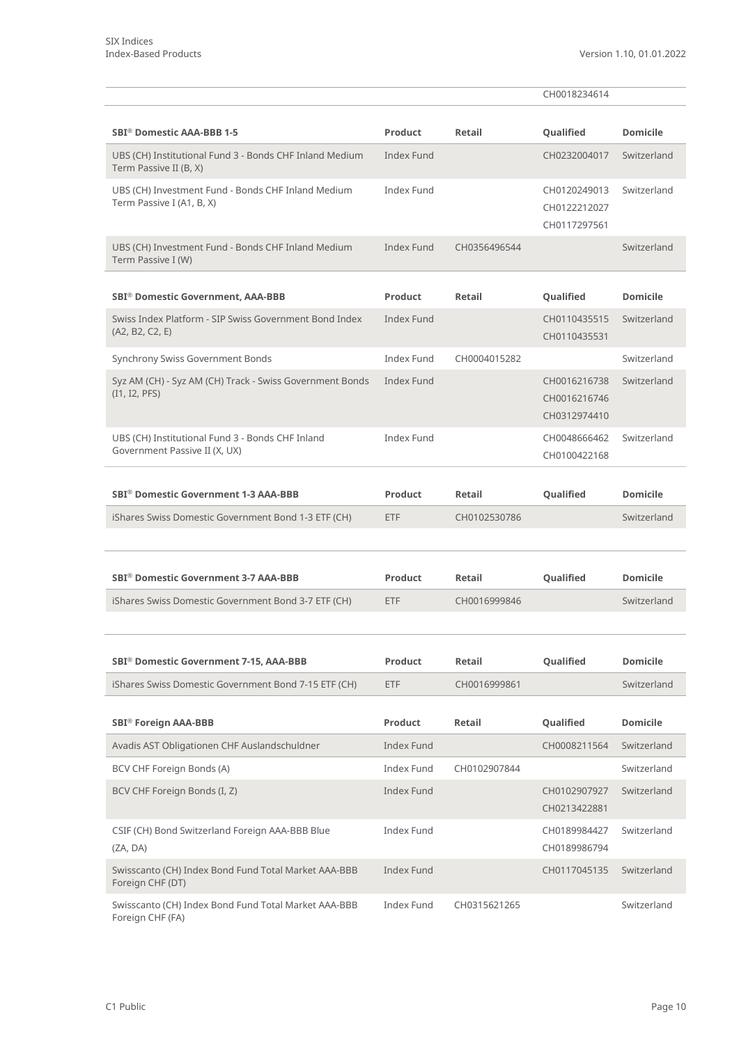| | | | CH0018234614 | |
|---|---|---|---|---|

| SBI® Domestic AAA-BBB 1-5 | Product | Retail | Qualified | Domicile |
|---|---|---|---|---|
| UBS (CH) Institutional Fund 3 - Bonds CHF Inland Medium Term Passive II (B, X) | Index Fund | | CH0232004017 | Switzerland |
| UBS (CH) Investment Fund - Bonds CHF Inland Medium Term Passive I (A1, B, X) | Index Fund | | CH0120249013<br>CH0122212027<br>CH0117297561 | Switzerland |
| UBS (CH) Investment Fund - Bonds CHF Inland Medium Term Passive I (W) | Index Fund | CH0356496544 | | Switzerland |

| SBI® Domestic Government, AAA-BBB | Product | Retail | Qualified | Domicile |
|---|---|---|---|---|
| Swiss Index Platform - SIP Swiss Government Bond Index (A2, B2, C2, E) | Index Fund | | CH0110435515<br>CH0110435531 | Switzerland |
| Synchrony Swiss Government Bonds | Index Fund | CH0004015282 | | Switzerland |
| Syz AM (CH) - Syz AM (CH) Track - Swiss Government Bonds (I1, I2, PFS) | Index Fund | | CH0016216738<br>CH0016216746<br>CH0312974410 | Switzerland |
| UBS (CH) Institutional Fund 3 - Bonds CHF Inland Government Passive II (X, UX) | Index Fund | | CH0048666462<br>CH0100422168 | Switzerland |

| SBI® Domestic Government 1-3 AAA-BBB | Product | Retail | Qualified | Domicile |
|---|---|---|---|---|
| iShares Swiss Domestic Government Bond 1-3 ETF (CH) | ETF | CH0102530786 | | Switzerland |

| SBI® Domestic Government 3-7 AAA-BBB | Product | Retail | Qualified | Domicile |
|---|---|---|---|---|
| iShares Swiss Domestic Government Bond 3-7 ETF (CH) | ETF | CH0016999846 | | Switzerland |

| SBI® Domestic Government 7-15, AAA-BBB | Product | Retail | Qualified | Domicile |
|---|---|---|---|---|
| iShares Swiss Domestic Government Bond 7-15 ETF (CH) | ETF | CH0016999861 | | Switzerland |

| SBI® Foreign AAA-BBB | Product | Retail | Qualified | Domicile |
|---|---|---|---|---|
| Avadis AST Obligationen CHF Auslandschuldner | Index Fund | | CH0008211564 | Switzerland |
| BCV CHF Foreign Bonds (A) | Index Fund | CH0102907844 | | Switzerland |
| BCV CHF Foreign Bonds (I, Z) | Index Fund | | CH0102907927<br>CH0213422881 | Switzerland |
| CSIF (CH) Bond Switzerland Foreign AAA-BBB Blue (ZA, DA) | Index Fund | | CH0189984427<br>CH0189986794 | Switzerland |
| Swisscanto (CH) Index Bond Fund Total Market AAA-BBB Foreign CHF (DT) | Index Fund | | CH0117045135 | Switzerland |
| Swisscanto (CH) Index Bond Fund Total Market AAA-BBB Foreign CHF (FA) | Index Fund | CH0315621265 | | Switzerland |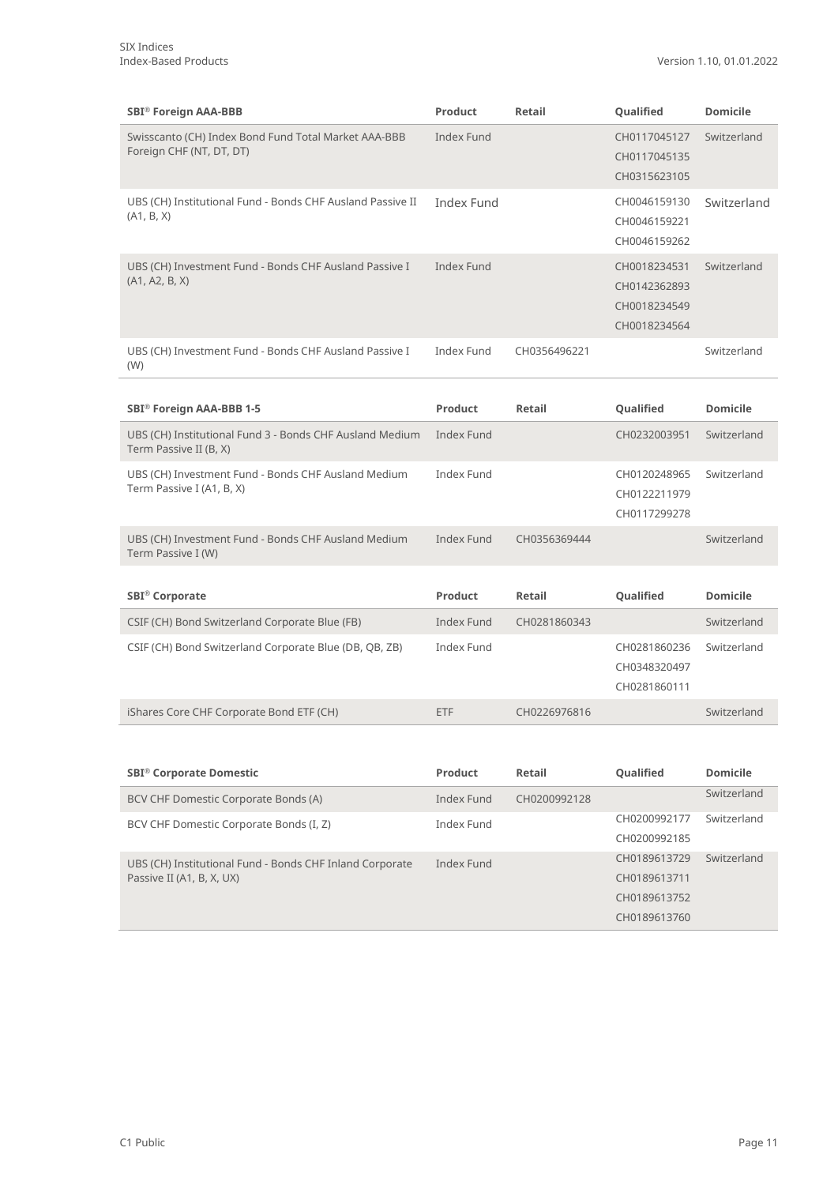| SBI® Foreign AAA-BBB | Product | Retail | Qualified | Domicile |
|---|---|---|---|---|
| Swisscanto (CH) Index Bond Fund Total Market AAA-BBB Foreign CHF (NT, DT, DT) | Index Fund | | CH0117045127<br>CH0117045135<br>CH0315623105 | Switzerland |
| UBS (CH) Institutional Fund - Bonds CHF Ausland Passive II (A1, B, X) | Index Fund | | CH0046159130<br>CH0046159221<br>CH0046159262 | Switzerland |
| UBS (CH) Investment Fund - Bonds CHF Ausland Passive I (A1, A2, B, X) | Index Fund | | CH0018234531<br>CH0142362893<br>CH0018234549<br>CH0018234564 | Switzerland |
| UBS (CH) Investment Fund - Bonds CHF Ausland Passive I (W) | Index Fund | CH0356496221 | | Switzerland |

| SBI® Foreign AAA-BBB 1-5 | Product | Retail | Qualified | Domicile |
|---|---|---|---|---|
| UBS (CH) Institutional Fund 3 - Bonds CHF Ausland Medium Term Passive II (B, X) | Index Fund | | CH0232003951 | Switzerland |
| UBS (CH) Investment Fund - Bonds CHF Ausland Medium Term Passive I (A1, B, X) | Index Fund | | CH0120248965<br>CH0122211979<br>CH0117299278 | Switzerland |
| UBS (CH) Investment Fund - Bonds CHF Ausland Medium Term Passive I (W) | Index Fund | CH0356369444 | | Switzerland |

| SBI® Corporate | Product | Retail | Qualified | Domicile |
|---|---|---|---|---|
| CSIF (CH) Bond Switzerland Corporate Blue (FB) | Index Fund | CH0281860343 | | Switzerland |
| CSIF (CH) Bond Switzerland Corporate Blue (DB, QB, ZB) | Index Fund | | CH0281860236<br>CH0348320497<br>CH0281860111 | Switzerland |
| iShares Core CHF Corporate Bond ETF (CH) | ETF | CH0226976816 | | Switzerland |

| SBI® Corporate Domestic | Product | Retail | Qualified | Domicile |
|---|---|---|---|---|
| BCV CHF Domestic Corporate Bonds (A) | Index Fund | CH0200992128 | | Switzerland |
| BCV CHF Domestic Corporate Bonds (I, Z) | Index Fund | | CH0200992177<br>CH0200992185 | Switzerland |
| UBS (CH) Institutional Fund - Bonds CHF Inland Corporate Passive II (A1, B, X, UX) | Index Fund | | CH0189613729<br>CH0189613711<br>CH0189613752<br>CH0189613760 | Switzerland |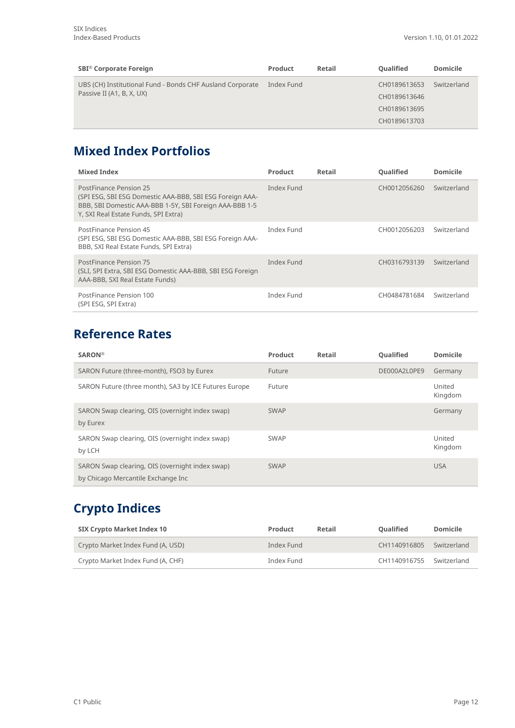| SBI® Corporate Foreign | Product | Retail | Qualified | Domicile |
|---|---|---|---|---|
| UBS (CH) Institutional Fund - Bonds CHF Ausland Corporate Passive II (A1, B, X, UX) | Index Fund | | CH0189613653<br>CH0189613646<br>CH0189613695<br>CH0189613703 | Switzerland |

## Mixed Index Portfolios

| Mixed Index | Product | Retail | Qualified | Domicile |
|---|---|---|---|---|
| PostFinance Pension 25<br>(SPI ESG, SBI ESG Domestic AAA-BBB, SBI ESG Foreign AAA-BBB, SBI Domestic AAA-BBB 1-5Y, SBI Foreign AAA-BBB 1-5 Y, SXI Real Estate Funds, SPI Extra) | Index Fund | | CH0012056260 | Switzerland |
| PostFinance Pension 45<br>(SPI ESG, SBI ESG Domestic AAA-BBB, SBI ESG Foreign AAA-BBB, SXI Real Estate Funds, SPI Extra) | Index Fund | | CH0012056203 | Switzerland |
| PostFinance Pension 75<br>(SLI, SPI Extra, SBI ESG Domestic AAA-BBB, SBI ESG Foreign AAA-BBB, SXI Real Estate Funds) | Index Fund | | CH0316793139 | Switzerland |
| PostFinance Pension 100<br>(SPI ESG, SPI Extra) | Index Fund | | CH0484781684 | Switzerland |

## Reference Rates

| SARON® | Product | Retail | Qualified | Domicile |
|---|---|---|---|---|
| SARON Future (three-month), FSO3 by Eurex | Future | | DE000A2L0PE9 | Germany |
| SARON Future (three month), SA3 by ICE Futures Europe | Future | | | United Kingdom |
| SARON Swap clearing, OIS (overnight index swap) by Eurex | SWAP | | | Germany |
| SARON Swap clearing, OIS (overnight index swap) by LCH | SWAP | | | United Kingdom |
| SARON Swap clearing, OIS (overnight index swap) by Chicago Mercantile Exchange Inc | SWAP | | | USA |

## Crypto Indices

| SIX Crypto Market Index 10 | Product | Retail | Qualified | Domicile |
|---|---|---|---|---|
| Crypto Market Index Fund (A, USD) | Index Fund | | CH1140916805 | Switzerland |
| Crypto Market Index Fund (A, CHF) | Index Fund | | CH1140916755 | Switzerland |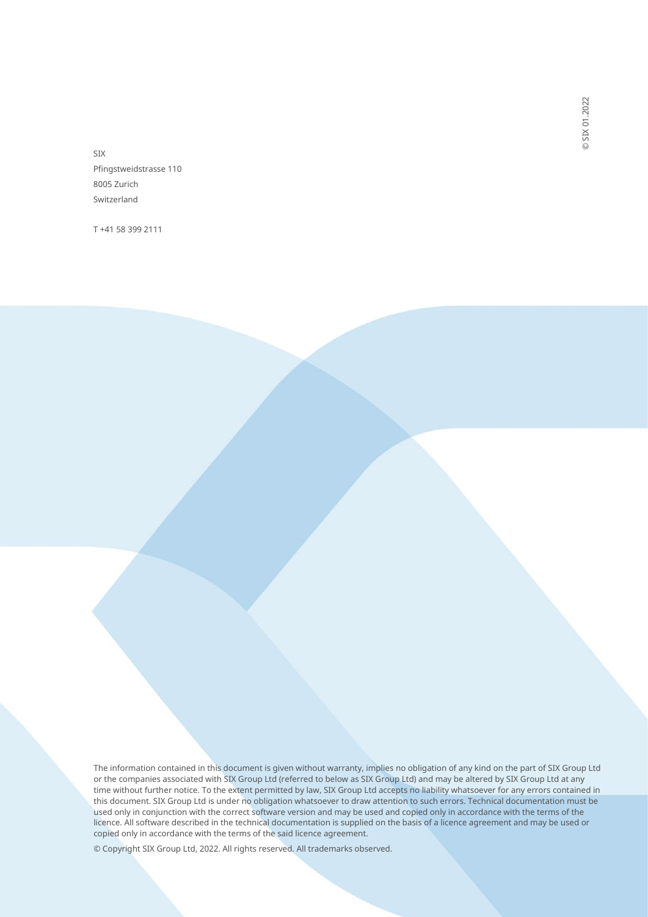SIX
Pfingstweidstrasse 110
8005 Zurich
Switzerland

T +41 58 399 2111

© SIX 01.2022

The information contained in this document is given without warranty, implies no obligation of any kind on the part of SIX Group Ltd or the companies associated with SIX Group Ltd (referred to below as SIX Group Ltd) and may be altered by SIX Group Ltd at any time without further notice. To the extent permitted by law, SIX Group Ltd accepts no liability whatsoever for any errors contained in this document. SIX Group Ltd is under no obligation whatsoever to draw attention to such errors. Technical documentation must be used only in conjunction with the correct software version and may be used and copied only in accordance with the terms of the licence. All software described in the technical documentation is supplied on the basis of a licence agreement and may be used or copied only in accordance with the terms of the said licence agreement.

© Copyright SIX Group Ltd, 2022. All rights reserved. All trademarks observed.